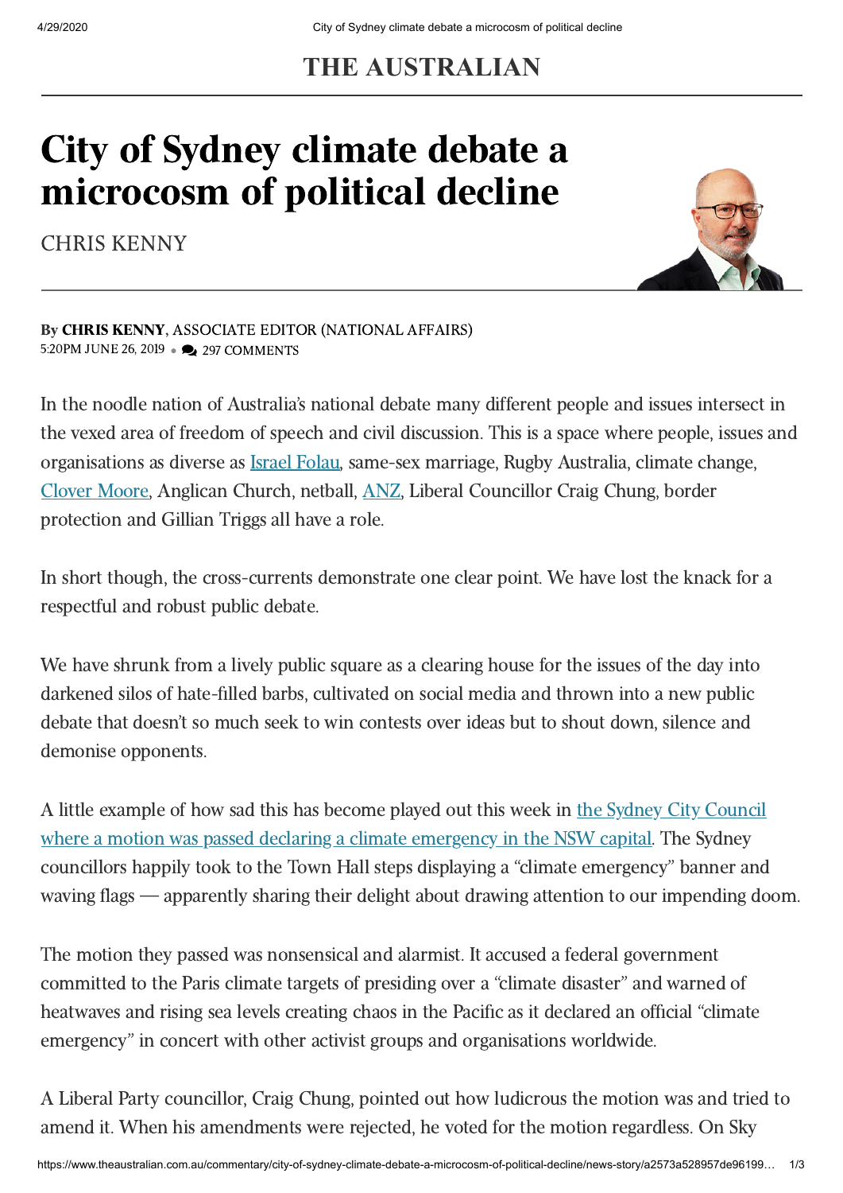THE AUSTRALIAN

# City of Sydney climate debate a microcosm of political decline

CHRIS KENNY

By **CHRIS KENNY**, ASSOCIATE EDITOR (NATIONAL AFFAIRS)
5:20PM JUNE 26, 2019 • 297 COMMENTS

In the noodle nation of Australia's national debate many different people and issues intersect in the vexed area of freedom of speech and civil discussion. This is a space where people, issues and organisations as diverse as Israel Folau, same-sex marriage, Rugby Australia, climate change, Clover Moore, Anglican Church, netball, ANZ, Liberal Councillor Craig Chung, border protection and Gillian Triggs all have a role.

In short though, the cross-currents demonstrate one clear point. We have lost the knack for a respectful and robust public debate.

We have shrunk from a lively public square as a clearing house for the issues of the day into darkened silos of hate-filled barbs, cultivated on social media and thrown into a new public debate that doesn't so much seek to win contests over ideas but to shout down, silence and demonise opponents.

A little example of how sad this has become played out this week in the Sydney City Council where a motion was passed declaring a climate emergency in the NSW capital. The Sydney councillors happily took to the Town Hall steps displaying a "climate emergency" banner and waving flags — apparently sharing their delight about drawing attention to our impending doom.

The motion they passed was nonsensical and alarmist. It accused a federal government committed to the Paris climate targets of presiding over a "climate disaster" and warned of heatwaves and rising sea levels creating chaos in the Pacific as it declared an official "climate emergency" in concert with other activist groups and organisations worldwide.

A Liberal Party councillor, Craig Chung, pointed out how ludicrous the motion was and tried to amend it. When his amendments were rejected, he voted for the motion regardless. On Sky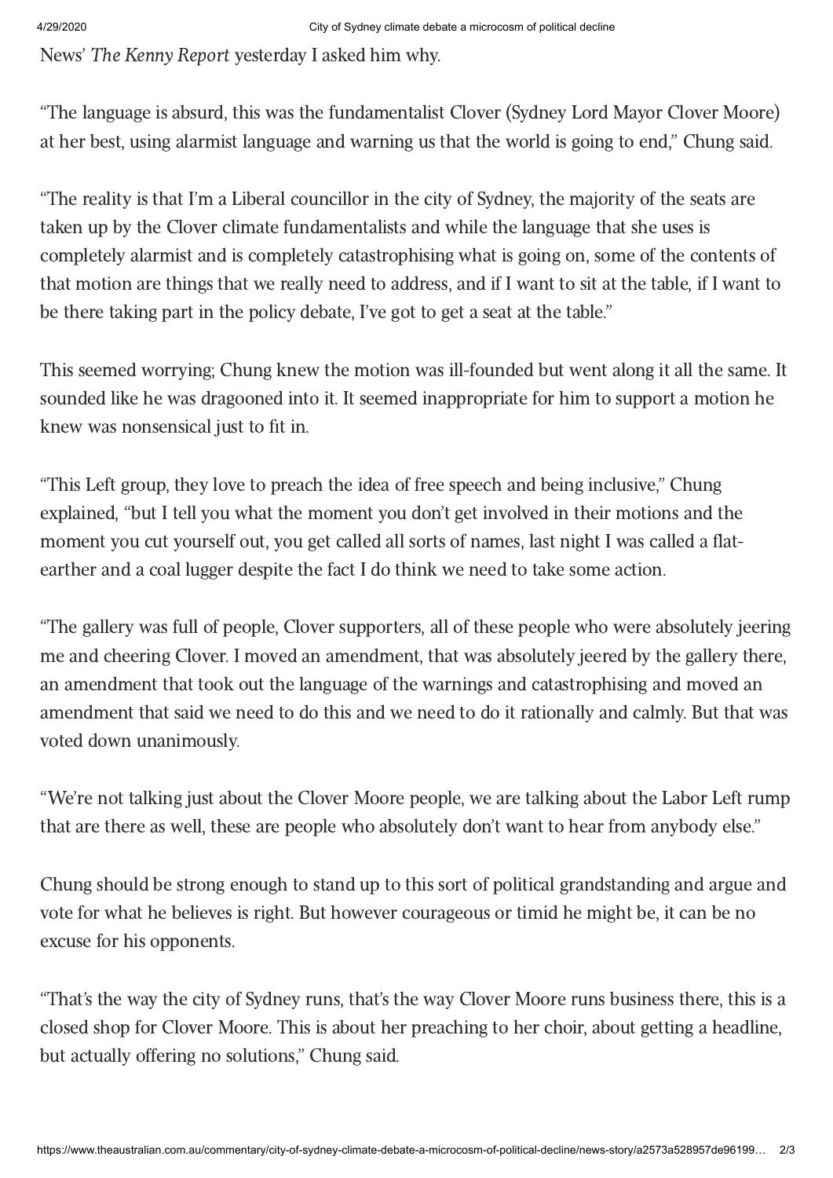News' *The Kenny Report* yesterday I asked him why.

"The language is absurd, this was the fundamentalist Clover (Sydney Lord Mayor Clover Moore) at her best, using alarmist language and warning us that the world is going to end," Chung said.

"The reality is that I'm a Liberal councillor in the city of Sydney, the majority of the seats are taken up by the Clover climate fundamentalists and while the language that she uses is completely alarmist and is completely catastrophising what is going on, some of the contents of that motion are things that we really need to address, and if I want to sit at the table, if I want to be there taking part in the policy debate, I've got to get a seat at the table."

This seemed worrying; Chung knew the motion was ill-founded but went along it all the same. It sounded like he was dragooned into it. It seemed inappropriate for him to support a motion he knew was nonsensical just to fit in.

"This Left group, they love to preach the idea of free speech and being inclusive," Chung explained, "but I tell you what the moment you don't get involved in their motions and the moment you cut yourself out, you get called all sorts of names, last night I was called a flat-earther and a coal lugger despite the fact I do think we need to take some action.

"The gallery was full of people, Clover supporters, all of these people who were absolutely jeering me and cheering Clover. I moved an amendment, that was absolutely jeered by the gallery there, an amendment that took out the language of the warnings and catastrophising and moved an amendment that said we need to do this and we need to do it rationally and calmly. But that was voted down unanimously.

"We're not talking just about the Clover Moore people, we are talking about the Labor Left rump that are there as well, these are people who absolutely don't want to hear from anybody else."

Chung should be strong enough to stand up to this sort of political grandstanding and argue and vote for what he believes is right. But however courageous or timid he might be, it can be no excuse for his opponents.

"That's the way the city of Sydney runs, that's the way Clover Moore runs business there, this is a closed shop for Clover Moore. This is about her preaching to her choir, about getting a headline, but actually offering no solutions," Chung said.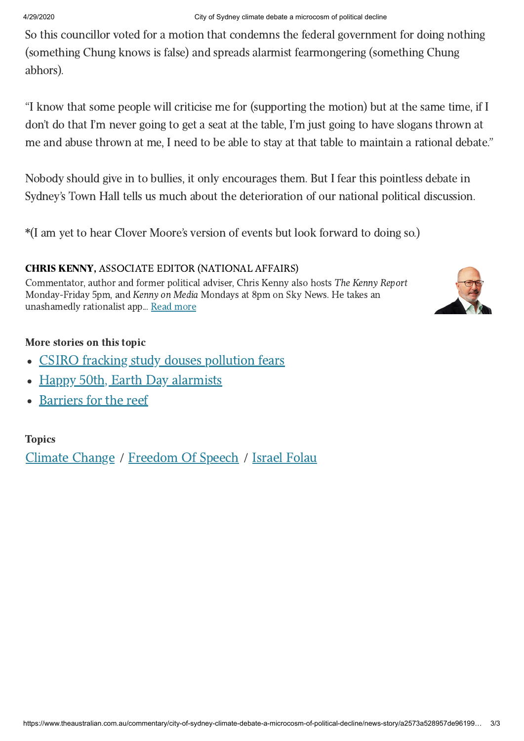So this councillor voted for a motion that condemns the federal government for doing nothing (something Chung knows is false) and spreads alarmist fearmongering (something Chung abhors).

"I know that some people will criticise me for (supporting the motion) but at the same time, if I don't do that I'm never going to get a seat at the table, I'm just going to have slogans thrown at me and abuse thrown at me, I need to be able to stay at that table to maintain a rational debate."

Nobody should give in to bullies, it only encourages them. But I fear this pointless debate in Sydney's Town Hall tells us much about the deterioration of our national political discussion.

*(I am yet to hear Clover Moore's version of events but look forward to doing so.)

**CHRIS KENNY,** ASSOCIATE EDITOR (NATIONAL AFFAIRS)

Commentator, author and former political adviser, Chris Kenny also hosts *The Kenny Report* Monday-Friday 5pm, and *Kenny on Media* Mondays at 8pm on Sky News. He takes an unashamedly rationalist app... Read more

**More stories on this topic**

- CSIRO fracking study douses pollution fears
- Happy 50th, Earth Day alarmists
- Barriers for the reef

**Topics**

Climate Change / Freedom Of Speech / Israel Folau